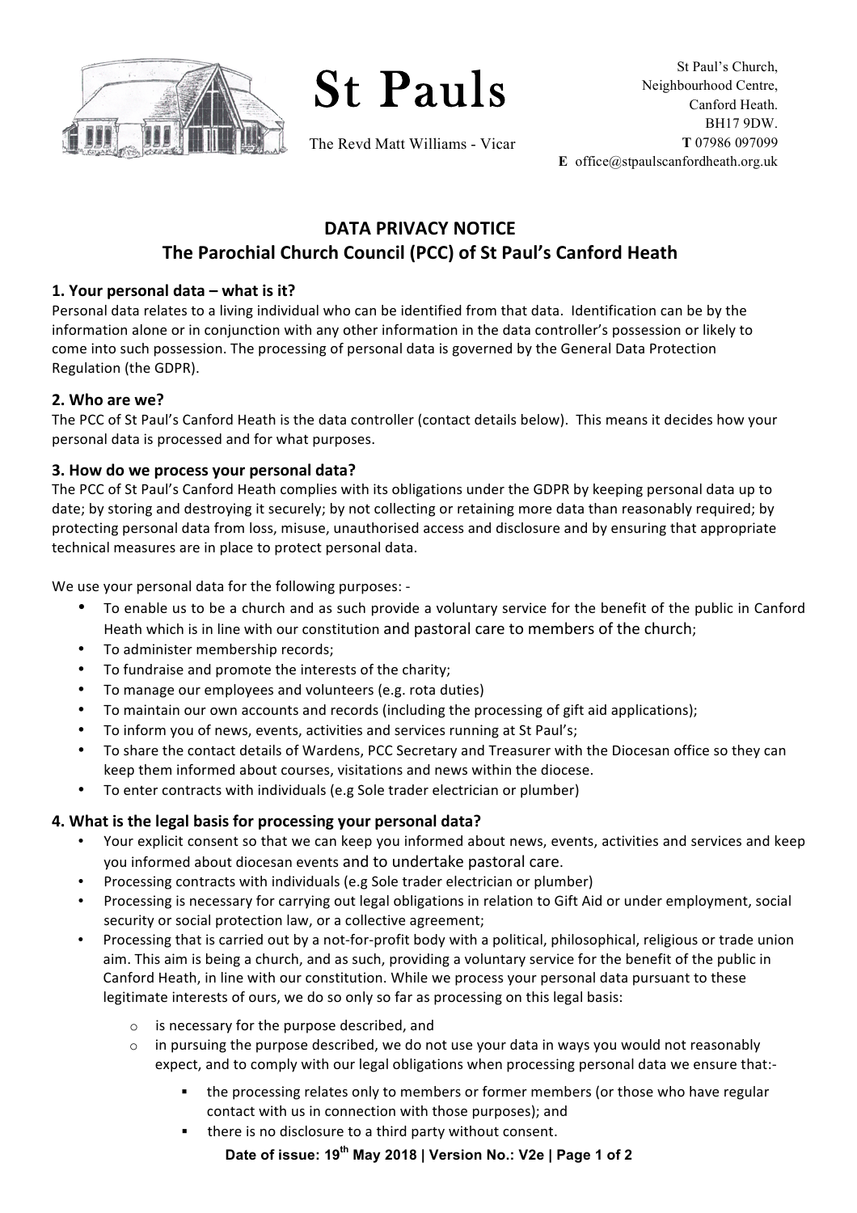# St Pauls

The Revd Matt Williams - Vicar

St Paul's Church,
Neighbourhood Centre,
Canford Heath.
BH17 9DW.
**T** 07986 097099
**E** office@stpaulscanfordheath.org.uk

## DATA PRIVACY NOTICE
## The Parochial Church Council (PCC) of St Paul's Canford Heath

### 1. Your personal data – what is it?

Personal data relates to a living individual who can be identified from that data. Identification can be by the information alone or in conjunction with any other information in the data controller's possession or likely to come into such possession. The processing of personal data is governed by the General Data Protection Regulation (the GDPR).

### 2. Who are we?

The PCC of St Paul's Canford Heath is the data controller (contact details below). This means it decides how your personal data is processed and for what purposes.

### 3. How do we process your personal data?

The PCC of St Paul's Canford Heath complies with its obligations under the GDPR by keeping personal data up to date; by storing and destroying it securely; by not collecting or retaining more data than reasonably required; by protecting personal data from loss, misuse, unauthorised access and disclosure and by ensuring that appropriate technical measures are in place to protect personal data.

We use your personal data for the following purposes: -

- To enable us to be a church and as such provide a voluntary service for the benefit of the public in Canford Heath which is in line with our constitution and pastoral care to members of the church;
- To administer membership records;
- To fundraise and promote the interests of the charity;
- To manage our employees and volunteers (e.g. rota duties)
- To maintain our own accounts and records (including the processing of gift aid applications);
- To inform you of news, events, activities and services running at St Paul's;
- To share the contact details of Wardens, PCC Secretary and Treasurer with the Diocesan office so they can keep them informed about courses, visitations and news within the diocese.
- To enter contracts with individuals (e.g Sole trader electrician or plumber)

### 4. What is the legal basis for processing your personal data?

- Your explicit consent so that we can keep you informed about news, events, activities and services and keep you informed about diocesan events and to undertake pastoral care.
- Processing contracts with individuals (e.g Sole trader electrician or plumber)
- Processing is necessary for carrying out legal obligations in relation to Gift Aid or under employment, social security or social protection law, or a collective agreement;
- Processing that is carried out by a not-for-profit body with a political, philosophical, religious or trade union aim. This aim is being a church, and as such, providing a voluntary service for the benefit of the public in Canford Heath, in line with our constitution. While we process your personal data pursuant to these legitimate interests of ours, we do so only so far as processing on this legal basis:
  - is necessary for the purpose described, and
  - in pursuing the purpose described, we do not use your data in ways you would not reasonably expect, and to comply with our legal obligations when processing personal data we ensure that:-
    - the processing relates only to members or former members (or those who have regular contact with us in connection with those purposes); and
    - there is no disclosure to a third party without consent.

**Date of issue: 19th May 2018 | Version No.: V2e**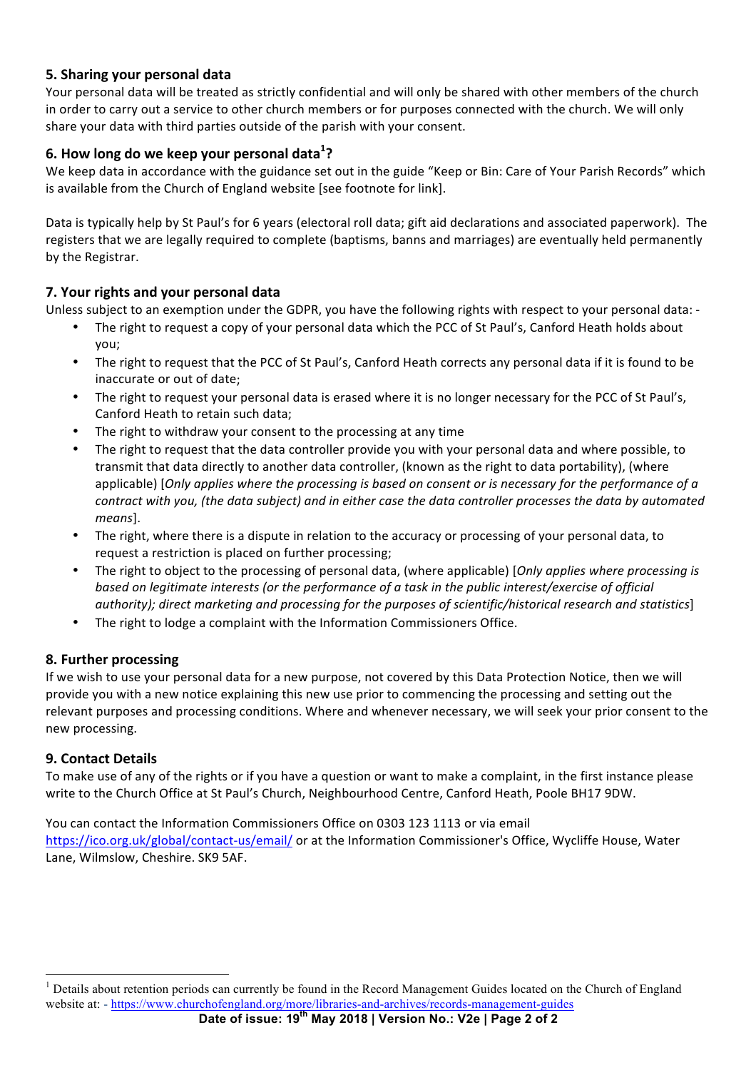## 5. Sharing your personal data

Your personal data will be treated as strictly confidential and will only be shared with other members of the church in order to carry out a service to other church members or for purposes connected with the church. We will only share your data with third parties outside of the parish with your consent.

## 6. How long do we keep your personal data[1]?

We keep data in accordance with the guidance set out in the guide "Keep or Bin: Care of Your Parish Records" which is available from the Church of England website [see footnote for link].

Data is typically help by St Paul's for 6 years (electoral roll data; gift aid declarations and associated paperwork). The registers that we are legally required to complete (baptisms, banns and marriages) are eventually held permanently by the Registrar.

## 7. Your rights and your personal data

Unless subject to an exemption under the GDPR, you have the following rights with respect to your personal data: -

- The right to request a copy of your personal data which the PCC of St Paul's, Canford Heath holds about you;
- The right to request that the PCC of St Paul's, Canford Heath corrects any personal data if it is found to be inaccurate or out of date;
- The right to request your personal data is erased where it is no longer necessary for the PCC of St Paul's, Canford Heath to retain such data;
- The right to withdraw your consent to the processing at any time
- The right to request that the data controller provide you with your personal data and where possible, to transmit that data directly to another data controller, (known as the right to data portability), (where applicable) [*Only applies where the processing is based on consent or is necessary for the performance of a contract with you, (the data subject) and in either case the data controller processes the data by automated means*].
- The right, where there is a dispute in relation to the accuracy or processing of your personal data, to request a restriction is placed on further processing;
- The right to object to the processing of personal data, (where applicable) [*Only applies where processing is based on legitimate interests (or the performance of a task in the public interest/exercise of official authority); direct marketing and processing for the purposes of scientific/historical research and statistics*]
- The right to lodge a complaint with the Information Commissioners Office.

## 8. Further processing

If we wish to use your personal data for a new purpose, not covered by this Data Protection Notice, then we will provide you with a new notice explaining this new use prior to commencing the processing and setting out the relevant purposes and processing conditions. Where and whenever necessary, we will seek your prior consent to the new processing.

## 9. Contact Details

To make use of any of the rights or if you have a question or want to make a complaint, in the first instance please write to the Church Office at St Paul's Church, Neighbourhood Centre, Canford Heath, Poole BH17 9DW.

You can contact the Information Commissioners Office on 0303 123 1113 or via email https://ico.org.uk/global/contact-us/email/ or at the Information Commissioner's Office, Wycliffe House, Water Lane, Wilmslow, Cheshire. SK9 5AF.

---

[1] Details about retention periods can currently be found in the Record Management Guides located on the Church of England website at: - https://www.churchofengland.org/more/libraries-and-archives/records-management-guides

**Date of issue: 19th May 2018 | Version No.: V2e**